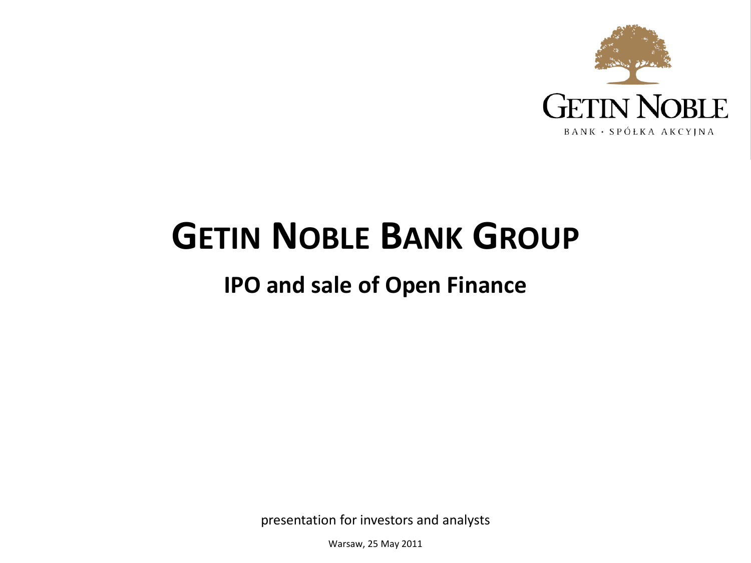GETIN NOBLE

BANK · SPÓŁKA AKCYJNA

# GETIN NOBLE BANK GROUP

## IPO and sale of Open Finance

presentation for investors and analysts

Warsaw, 25 May 2011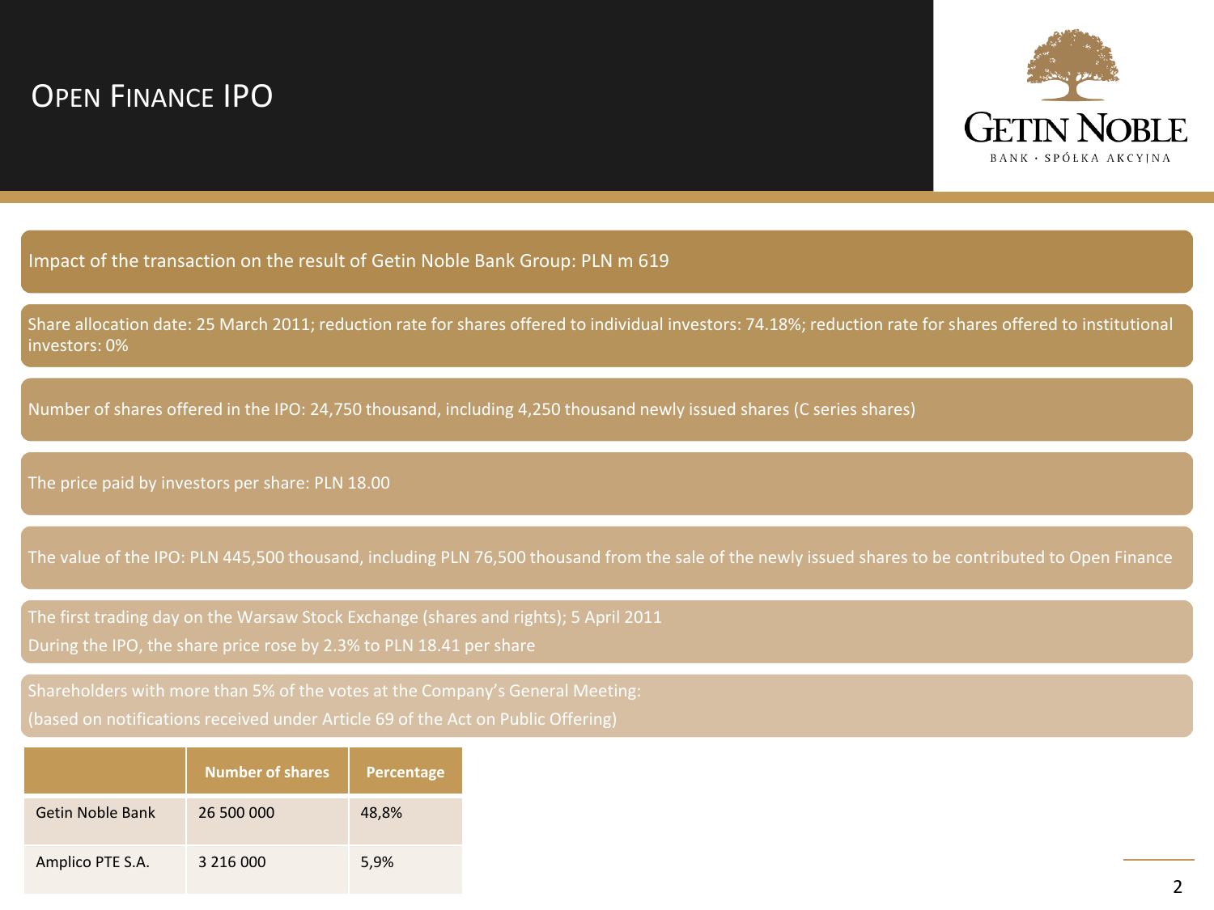# Open Finance IPO

Impact of the transaction on the result of Getin Noble Bank Group: PLN m 619

Share allocation date: 25 March 2011; reduction rate for shares offered to individual investors: 74.18%; reduction rate for shares offered to institutional investors: 0%

Number of shares offered in the IPO: 24,750 thousand, including 4,250 thousand newly issued shares (C series shares)

The price paid by investors per share: PLN 18.00

The value of the IPO: PLN 445,500 thousand, including PLN 76,500 thousand from the sale of the newly issued shares to be contributed to Open Finance

The first trading day on the Warsaw Stock Exchange (shares and rights); 5 April 2011

During the IPO, the share price rose by 2.3% to PLN 18.41 per share

Shareholders with more than 5% of the votes at the Company's General Meeting:

(based on notifications received under Article 69 of the Act on Public Offering)

| | Number of shares | Percentage |
|---|---|---|
| Getin Noble Bank | 26 500 000 | 48,8% |
| Amplico PTE S.A. | 3 216 000 | 5,9% |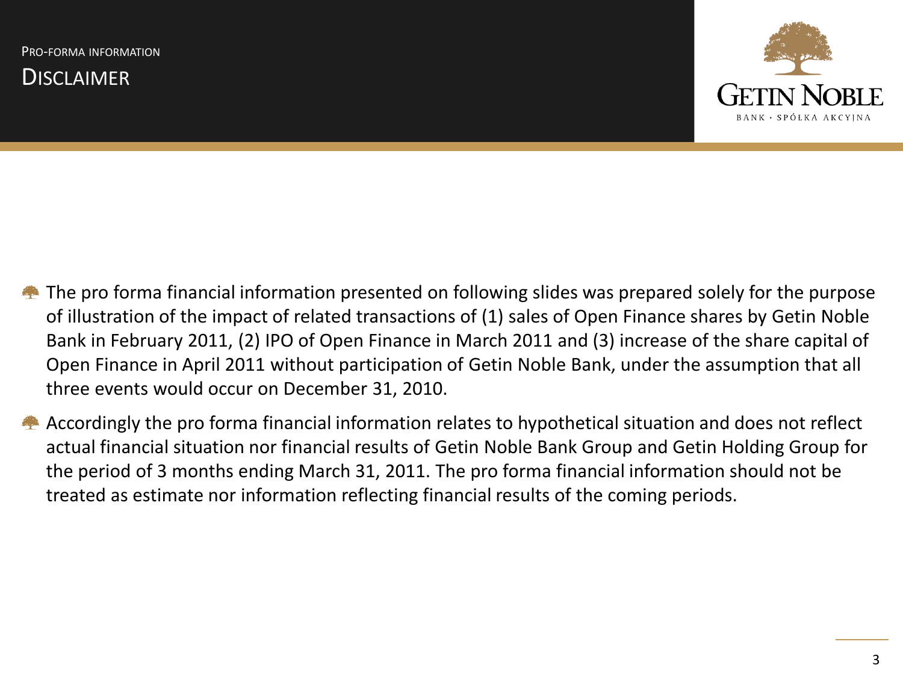Pro-forma information

# Disclaimer

- The pro forma financial information presented on following slides was prepared solely for the purpose of illustration of the impact of related transactions of (1) sales of Open Finance shares by Getin Noble Bank in February 2011, (2) IPO of Open Finance in March 2011 and (3) increase of the share capital of Open Finance in April 2011 without participation of Getin Noble Bank, under the assumption that all three events would occur on December 31, 2010.
- Accordingly the pro forma financial information relates to hypothetical situation and does not reflect actual financial situation nor financial results of Getin Noble Bank Group and Getin Holding Group for the period of 3 months ending March 31, 2011. The pro forma financial information should not be treated as estimate nor information reflecting financial results of the coming periods.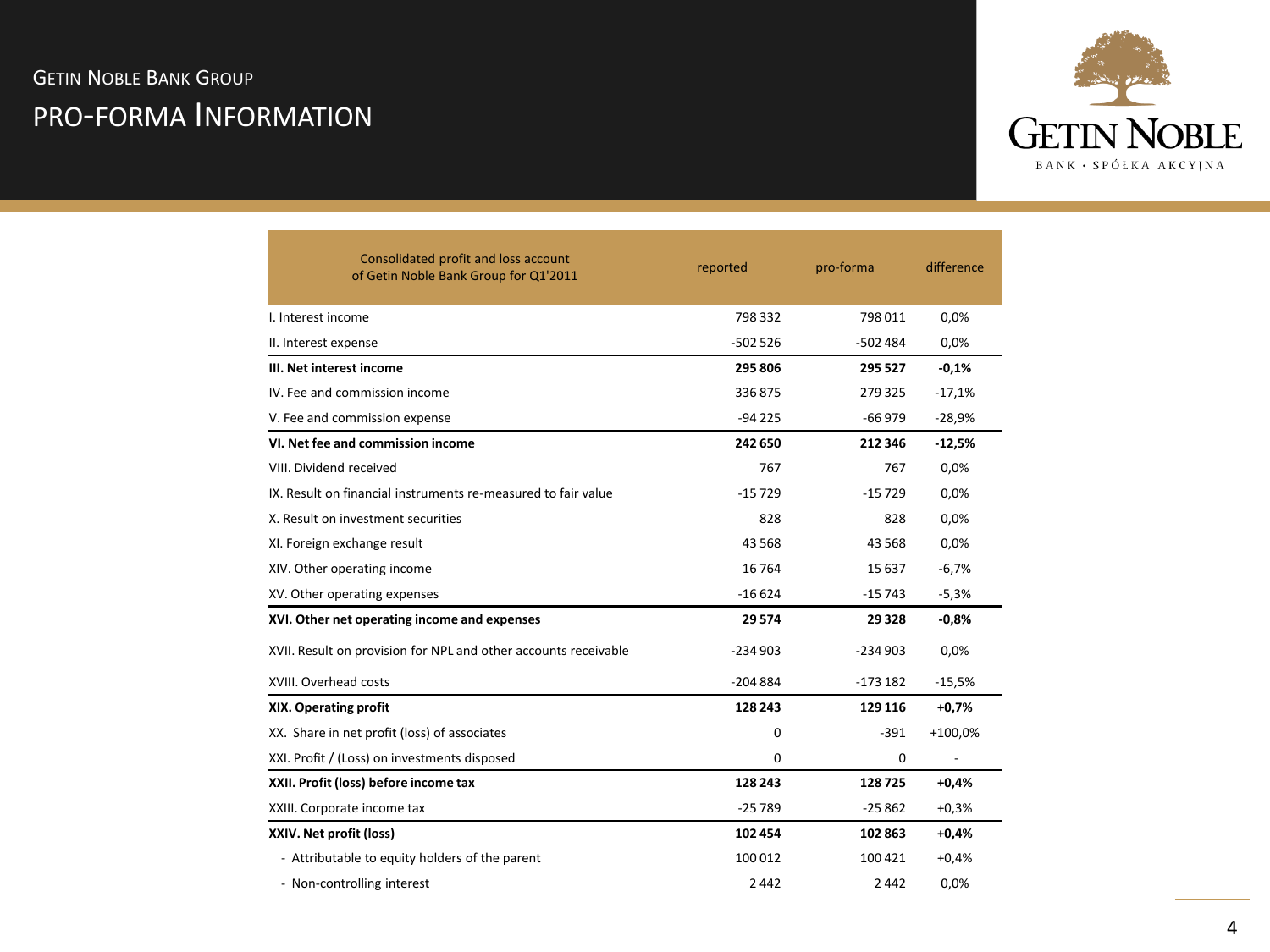# Getin Noble Bank Group

## Pro-forma Information

| Consolidated profit and loss account of Getin Noble Bank Group for Q1'2011 | reported | pro-forma | difference |
|---|---|---|---|
| I. Interest income | 798 332 | 798 011 | 0,0% |
| II. Interest expense | -502 526 | -502 484 | 0,0% |
| **III. Net interest income** | **295 806** | **295 527** | **-0,1%** |
| IV. Fee and commission income | 336 875 | 279 325 | -17,1% |
| V. Fee and commission expense | -94 225 | -66 979 | -28,9% |
| **VI. Net fee and commission income** | **242 650** | **212 346** | **-12,5%** |
| VIII. Dividend received | 767 | 767 | 0,0% |
| IX. Result on financial instruments re-measured to fair value | -15 729 | -15 729 | 0,0% |
| X. Result on investment securities | 828 | 828 | 0,0% |
| XI. Foreign exchange result | 43 568 | 43 568 | 0,0% |
| XIV. Other operating income | 16 764 | 15 637 | -6,7% |
| XV. Other operating expenses | -16 624 | -15 743 | -5,3% |
| **XVI. Other net operating income and expenses** | **29 574** | **29 328** | **-0,8%** |
| XVII. Result on provision for NPL and other accounts receivable | -234 903 | -234 903 | 0,0% |
| XVIII. Overhead costs | -204 884 | -173 182 | -15,5% |
| **XIX. Operating profit** | **128 243** | **129 116** | **+0,7%** |
| XX. Share in net profit (loss) of associates | 0 | -391 | +100,0% |
| XXI. Profit / (Loss) on investments disposed | 0 | 0 | - |
| **XXII. Profit (loss) before income tax** | **128 243** | **128 725** | **+0,4%** |
| XXIII. Corporate income tax | -25 789 | -25 862 | +0,3% |
| **XXIV. Net profit (loss)** | **102 454** | **102 863** | **+0,4%** |
| - Attributable to equity holders of the parent | 100 012 | 100 421 | +0,4% |
| - Non-controlling interest | 2 442 | 2 442 | 0,0% |